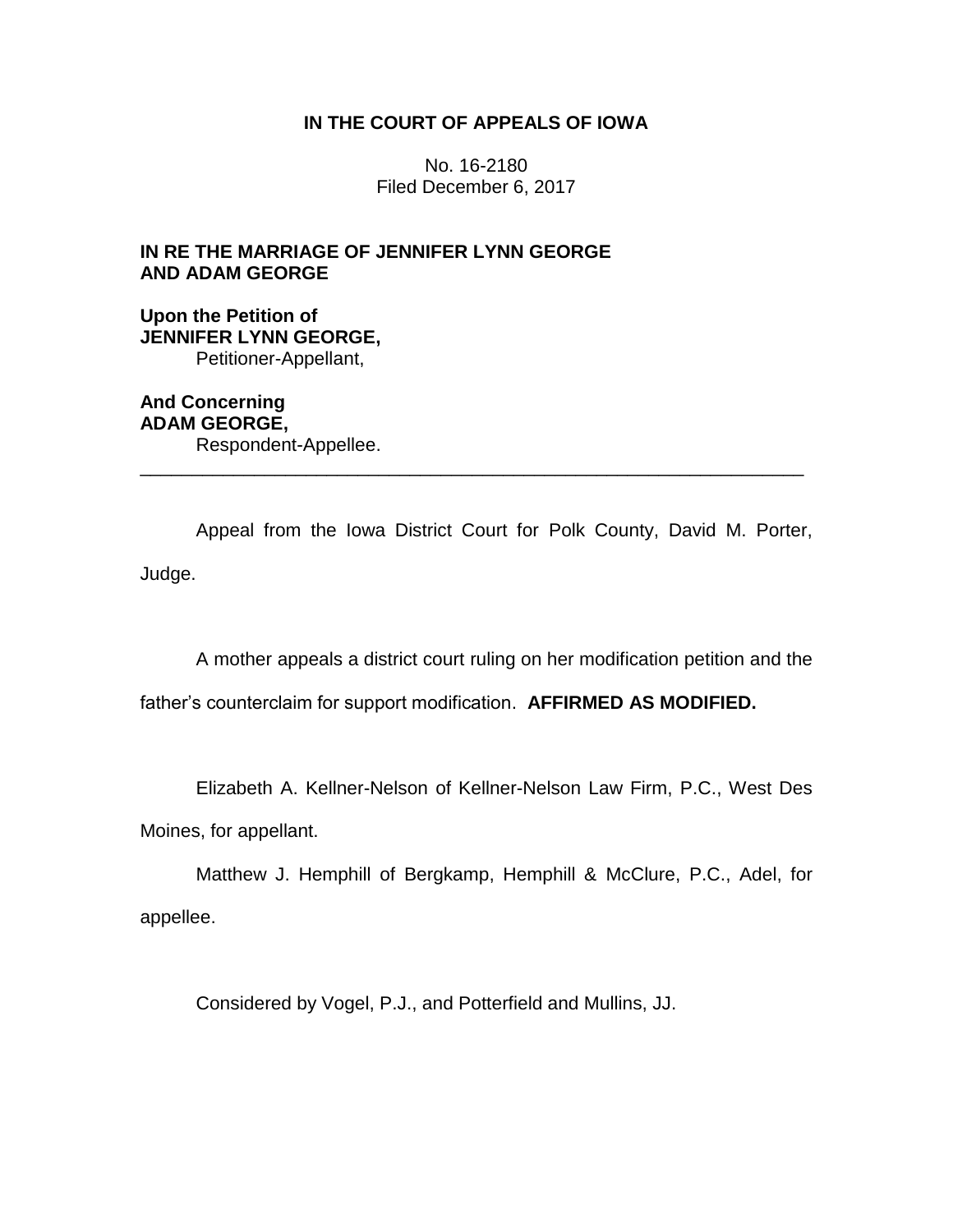**IN THE COURT OF APPEALS OF IOWA**

No. 16-2180
Filed December 6, 2017

**IN RE THE MARRIAGE OF JENNIFER LYNN GEORGE AND ADAM GEORGE**

**Upon the Petition of**
**JENNIFER LYNN GEORGE,**
Petitioner-Appellant,

**And Concerning**
**ADAM GEORGE,**
Respondent-Appellee.

---

Appeal from the Iowa District Court for Polk County, David M. Porter, Judge.

A mother appeals a district court ruling on her modification petition and the father's counterclaim for support modification. **AFFIRMED AS MODIFIED.**

Elizabeth A. Kellner-Nelson of Kellner-Nelson Law Firm, P.C., West Des Moines, for appellant.

Matthew J. Hemphill of Bergkamp, Hemphill & McClure, P.C., Adel, for appellee.

Considered by Vogel, P.J., and Potterfield and Mullins, JJ.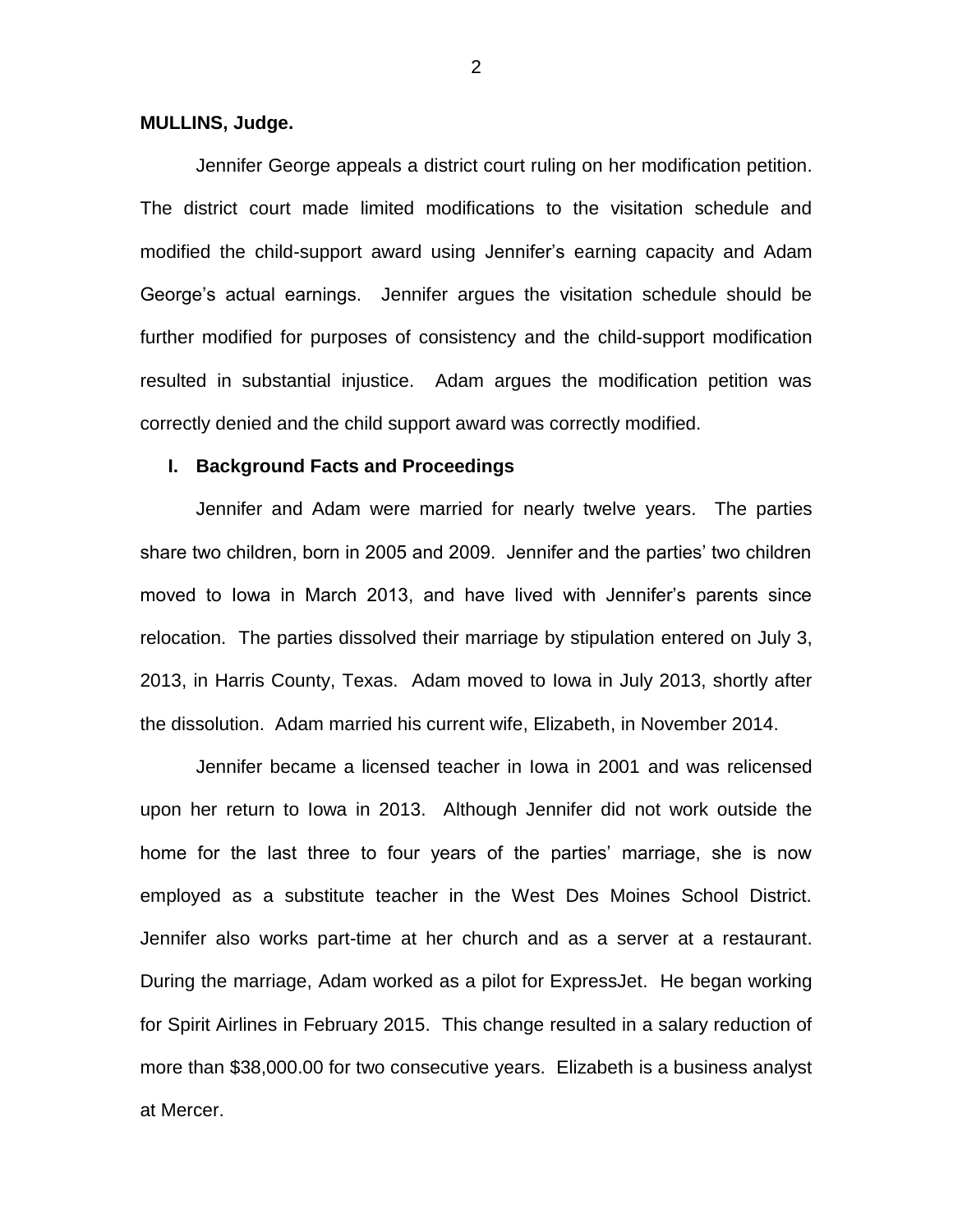**MULLINS, Judge.**

Jennifer George appeals a district court ruling on her modification petition. The district court made limited modifications to the visitation schedule and modified the child-support award using Jennifer's earning capacity and Adam George's actual earnings. Jennifer argues the visitation schedule should be further modified for purposes of consistency and the child-support modification resulted in substantial injustice. Adam argues the modification petition was correctly denied and the child support award was correctly modified.

## I. Background Facts and Proceedings

Jennifer and Adam were married for nearly twelve years. The parties share two children, born in 2005 and 2009. Jennifer and the parties' two children moved to Iowa in March 2013, and have lived with Jennifer's parents since relocation. The parties dissolved their marriage by stipulation entered on July 3, 2013, in Harris County, Texas. Adam moved to Iowa in July 2013, shortly after the dissolution. Adam married his current wife, Elizabeth, in November 2014.

Jennifer became a licensed teacher in Iowa in 2001 and was relicensed upon her return to Iowa in 2013. Although Jennifer did not work outside the home for the last three to four years of the parties' marriage, she is now employed as a substitute teacher in the West Des Moines School District. Jennifer also works part-time at her church and as a server at a restaurant. During the marriage, Adam worked as a pilot for ExpressJet. He began working for Spirit Airlines in February 2015. This change resulted in a salary reduction of more than $38,000.00 for two consecutive years. Elizabeth is a business analyst at Mercer.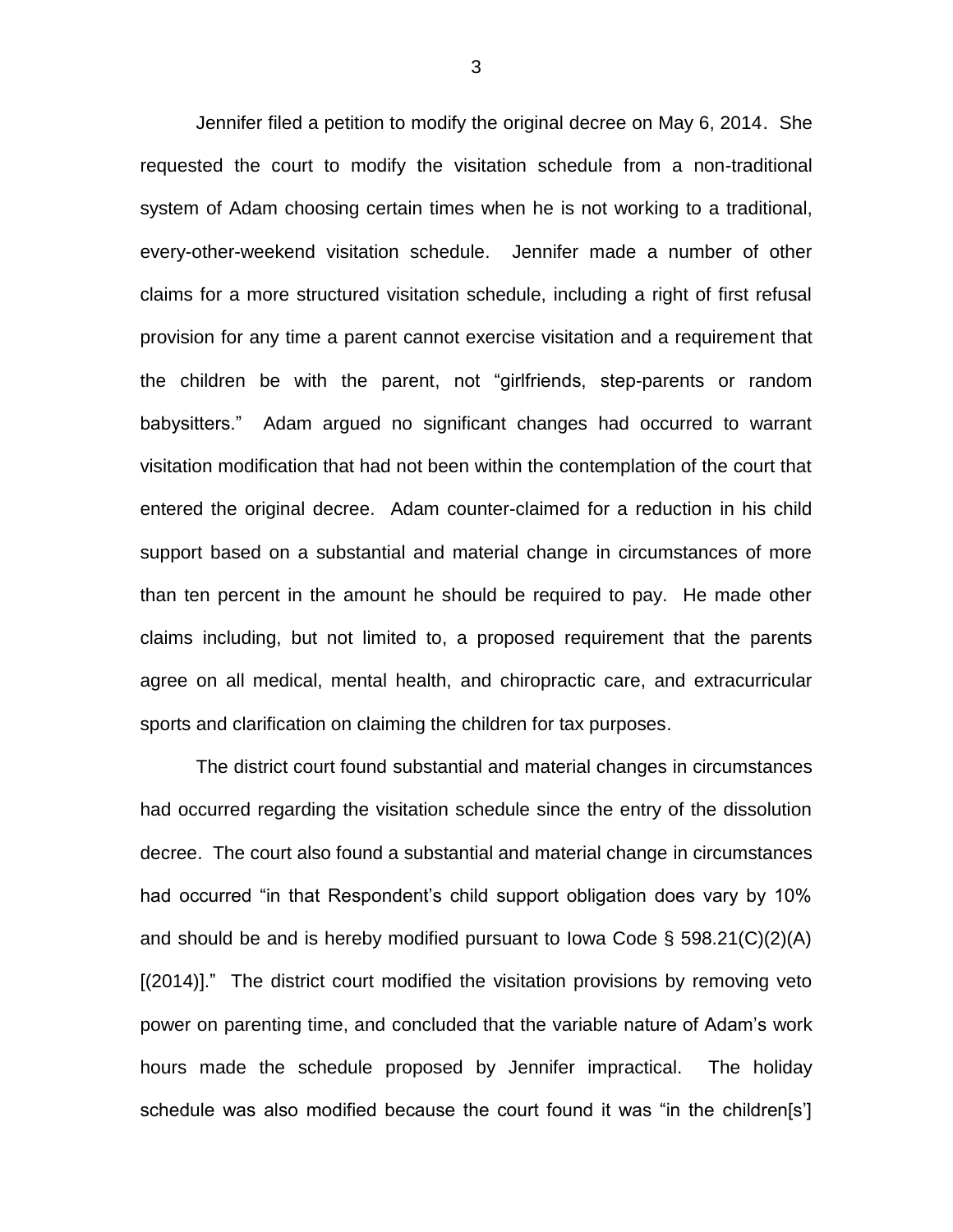Jennifer filed a petition to modify the original decree on May 6, 2014. She requested the court to modify the visitation schedule from a non-traditional system of Adam choosing certain times when he is not working to a traditional, every-other-weekend visitation schedule. Jennifer made a number of other claims for a more structured visitation schedule, including a right of first refusal provision for any time a parent cannot exercise visitation and a requirement that the children be with the parent, not "girlfriends, step-parents or random babysitters." Adam argued no significant changes had occurred to warrant visitation modification that had not been within the contemplation of the court that entered the original decree. Adam counter-claimed for a reduction in his child support based on a substantial and material change in circumstances of more than ten percent in the amount he should be required to pay. He made other claims including, but not limited to, a proposed requirement that the parents agree on all medical, mental health, and chiropractic care, and extracurricular sports and clarification on claiming the children for tax purposes.

The district court found substantial and material changes in circumstances had occurred regarding the visitation schedule since the entry of the dissolution decree. The court also found a substantial and material change in circumstances had occurred "in that Respondent's child support obligation does vary by 10% and should be and is hereby modified pursuant to Iowa Code § 598.21(C)(2)(A) [(2014)]." The district court modified the visitation provisions by removing veto power on parenting time, and concluded that the variable nature of Adam's work hours made the schedule proposed by Jennifer impractical. The holiday schedule was also modified because the court found it was "in the children[s']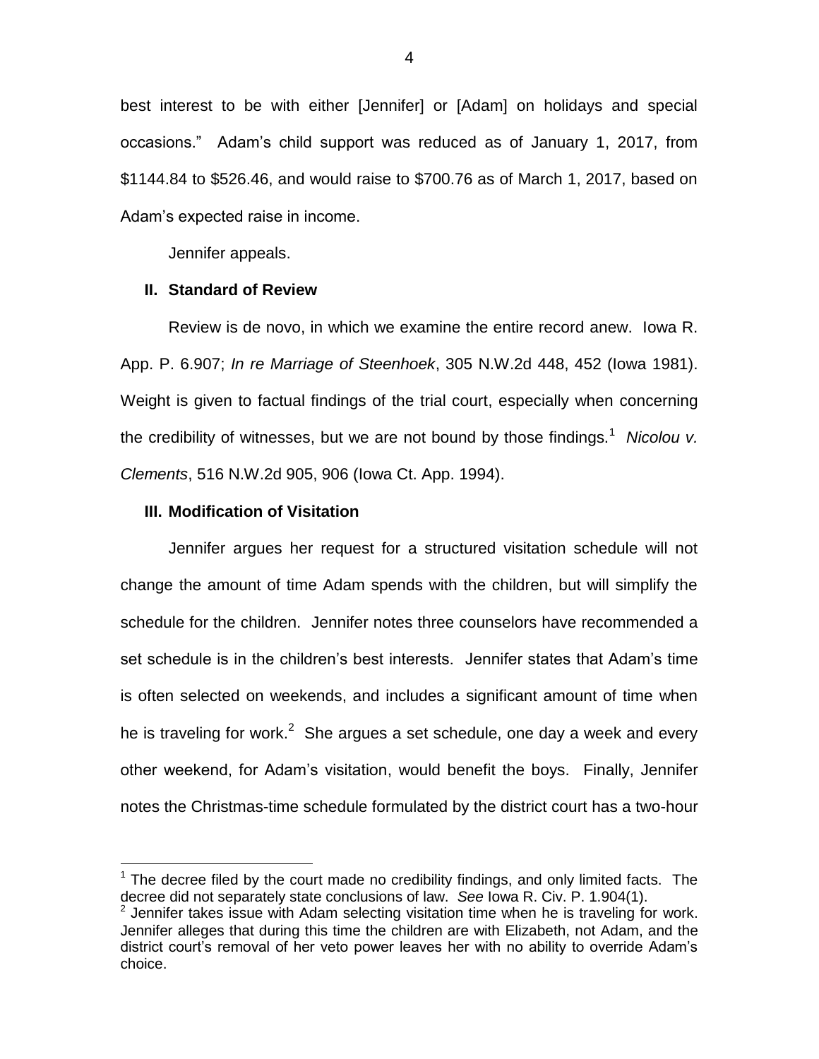best interest to be with either [Jennifer] or [Adam] on holidays and special occasions." Adam's child support was reduced as of January 1, 2017, from $1144.84 to $526.46, and would raise to $700.76 as of March 1, 2017, based on Adam's expected raise in income.

Jennifer appeals.

## II. Standard of Review

Review is de novo, in which we examine the entire record anew. Iowa R. App. P. 6.907; *In re Marriage of Steenhoek*, 305 N.W.2d 448, 452 (Iowa 1981). Weight is given to factual findings of the trial court, especially when concerning the credibility of witnesses, but we are not bound by those findings.[1] *Nicolou v. Clements*, 516 N.W.2d 905, 906 (Iowa Ct. App. 1994).

## III. Modification of Visitation

Jennifer argues her request for a structured visitation schedule will not change the amount of time Adam spends with the children, but will simplify the schedule for the children. Jennifer notes three counselors have recommended a set schedule is in the children's best interests. Jennifer states that Adam's time is often selected on weekends, and includes a significant amount of time when he is traveling for work.[2] She argues a set schedule, one day a week and every other weekend, for Adam's visitation, would benefit the boys. Finally, Jennifer notes the Christmas-time schedule formulated by the district court has a two-hour

[1] The decree filed by the court made no credibility findings, and only limited facts. The decree did not separately state conclusions of law. *See* Iowa R. Civ. P. 1.904(1).

[2] Jennifer takes issue with Adam selecting visitation time when he is traveling for work. Jennifer alleges that during this time the children are with Elizabeth, not Adam, and the district court's removal of her veto power leaves her with no ability to override Adam's choice.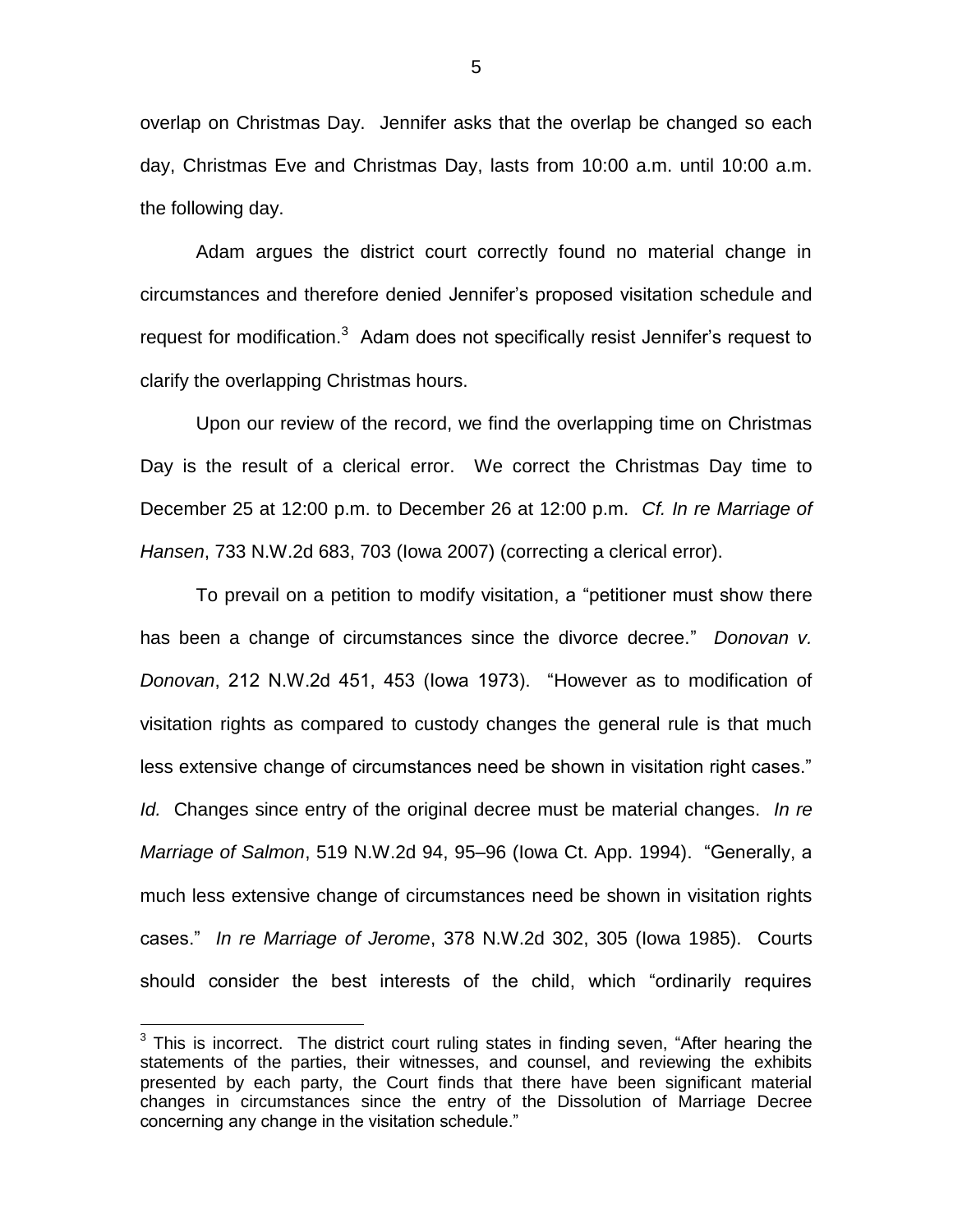overlap on Christmas Day. Jennifer asks that the overlap be changed so each day, Christmas Eve and Christmas Day, lasts from 10:00 a.m. until 10:00 a.m. the following day.

Adam argues the district court correctly found no material change in circumstances and therefore denied Jennifer's proposed visitation schedule and request for modification.[3] Adam does not specifically resist Jennifer's request to clarify the overlapping Christmas hours.

Upon our review of the record, we find the overlapping time on Christmas Day is the result of a clerical error. We correct the Christmas Day time to December 25 at 12:00 p.m. to December 26 at 12:00 p.m. *Cf. In re Marriage of Hansen*, 733 N.W.2d 683, 703 (Iowa 2007) (correcting a clerical error).

To prevail on a petition to modify visitation, a "petitioner must show there has been a change of circumstances since the divorce decree." *Donovan v. Donovan*, 212 N.W.2d 451, 453 (Iowa 1973). "However as to modification of visitation rights as compared to custody changes the general rule is that much less extensive change of circumstances need be shown in visitation right cases." *Id.* Changes since entry of the original decree must be material changes. *In re Marriage of Salmon*, 519 N.W.2d 94, 95–96 (Iowa Ct. App. 1994). "Generally, a much less extensive change of circumstances need be shown in visitation rights cases." *In re Marriage of Jerome*, 378 N.W.2d 302, 305 (Iowa 1985). Courts should consider the best interests of the child, which "ordinarily requires

---

[3] This is incorrect. The district court ruling states in finding seven, "After hearing the statements of the parties, their witnesses, and counsel, and reviewing the exhibits presented by each party, the Court finds that there have been significant material changes in circumstances since the entry of the Dissolution of Marriage Decree concerning any change in the visitation schedule."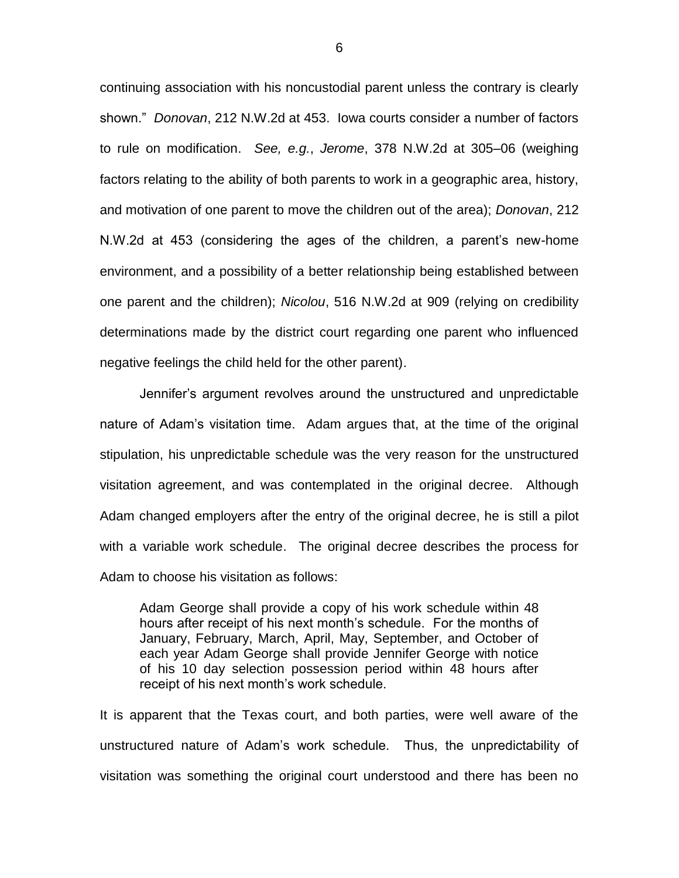continuing association with his noncustodial parent unless the contrary is clearly shown." *Donovan*, 212 N.W.2d at 453. Iowa courts consider a number of factors to rule on modification. *See, e.g.*, *Jerome*, 378 N.W.2d at 305–06 (weighing factors relating to the ability of both parents to work in a geographic area, history, and motivation of one parent to move the children out of the area); *Donovan*, 212 N.W.2d at 453 (considering the ages of the children, a parent's new-home environment, and a possibility of a better relationship being established between one parent and the children); *Nicolou*, 516 N.W.2d at 909 (relying on credibility determinations made by the district court regarding one parent who influenced negative feelings the child held for the other parent).

Jennifer's argument revolves around the unstructured and unpredictable nature of Adam's visitation time. Adam argues that, at the time of the original stipulation, his unpredictable schedule was the very reason for the unstructured visitation agreement, and was contemplated in the original decree. Although Adam changed employers after the entry of the original decree, he is still a pilot with a variable work schedule. The original decree describes the process for Adam to choose his visitation as follows:

> Adam George shall provide a copy of his work schedule within 48 hours after receipt of his next month's schedule. For the months of January, February, March, April, May, September, and October of each year Adam George shall provide Jennifer George with notice of his 10 day selection possession period within 48 hours after receipt of his next month's work schedule.

It is apparent that the Texas court, and both parties, were well aware of the unstructured nature of Adam's work schedule. Thus, the unpredictability of visitation was something the original court understood and there has been no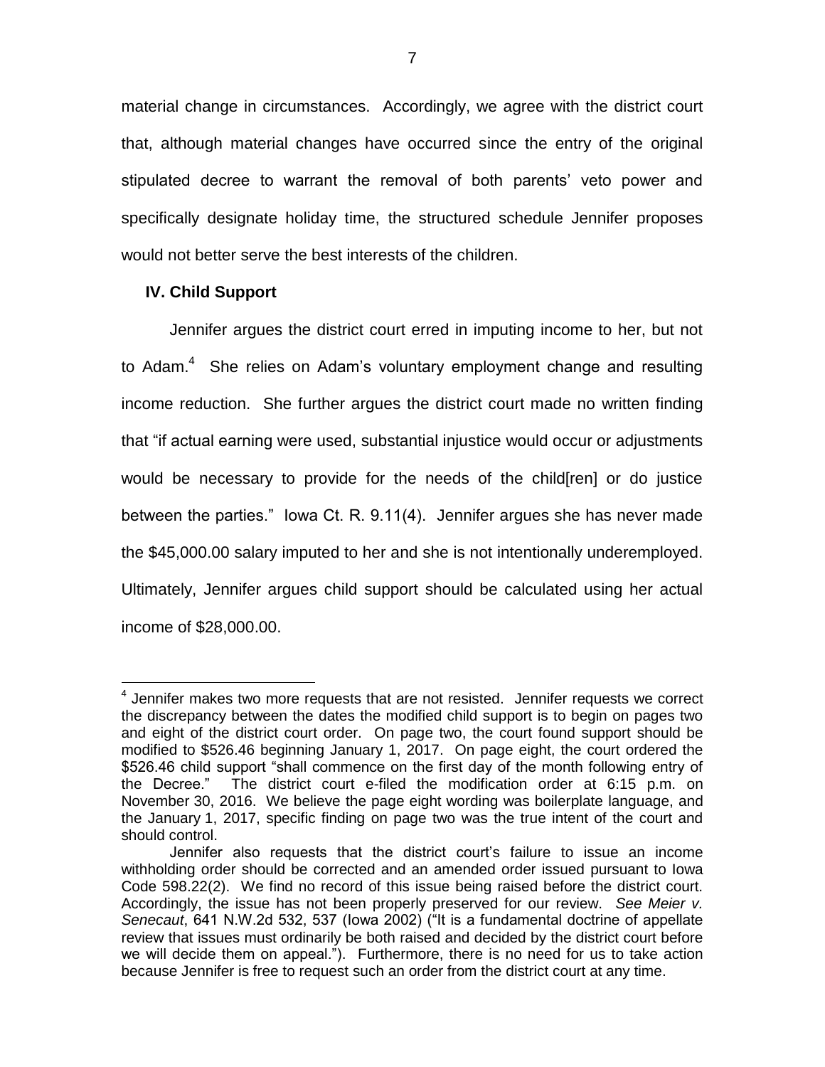material change in circumstances. Accordingly, we agree with the district court that, although material changes have occurred since the entry of the original stipulated decree to warrant the removal of both parents' veto power and specifically designate holiday time, the structured schedule Jennifer proposes would not better serve the best interests of the children.

**IV. Child Support**

Jennifer argues the district court erred in imputing income to her, but not to Adam.[4] She relies on Adam's voluntary employment change and resulting income reduction. She further argues the district court made no written finding that "if actual earning were used, substantial injustice would occur or adjustments would be necessary to provide for the needs of the child[ren] or do justice between the parties." Iowa Ct. R. 9.11(4). Jennifer argues she has never made the $45,000.00 salary imputed to her and she is not intentionally underemployed. Ultimately, Jennifer argues child support should be calculated using her actual income of $28,000.00.

---

[4] Jennifer makes two more requests that are not resisted. Jennifer requests we correct the discrepancy between the dates the modified child support is to begin on pages two and eight of the district court order. On page two, the court found support should be modified to $526.46 beginning January 1, 2017. On page eight, the court ordered the $526.46 child support "shall commence on the first day of the month following entry of the Decree." The district court e-filed the modification order at 6:15 p.m. on November 30, 2016. We believe the page eight wording was boilerplate language, and the January 1, 2017, specific finding on page two was the true intent of the court and should control.

Jennifer also requests that the district court's failure to issue an income withholding order should be corrected and an amended order issued pursuant to Iowa Code 598.22(2). We find no record of this issue being raised before the district court. Accordingly, the issue has not been properly preserved for our review. *See Meier v. Senecaut*, 641 N.W.2d 532, 537 (Iowa 2002) ("It is a fundamental doctrine of appellate review that issues must ordinarily be both raised and decided by the district court before we will decide them on appeal."). Furthermore, there is no need for us to take action because Jennifer is free to request such an order from the district court at any time.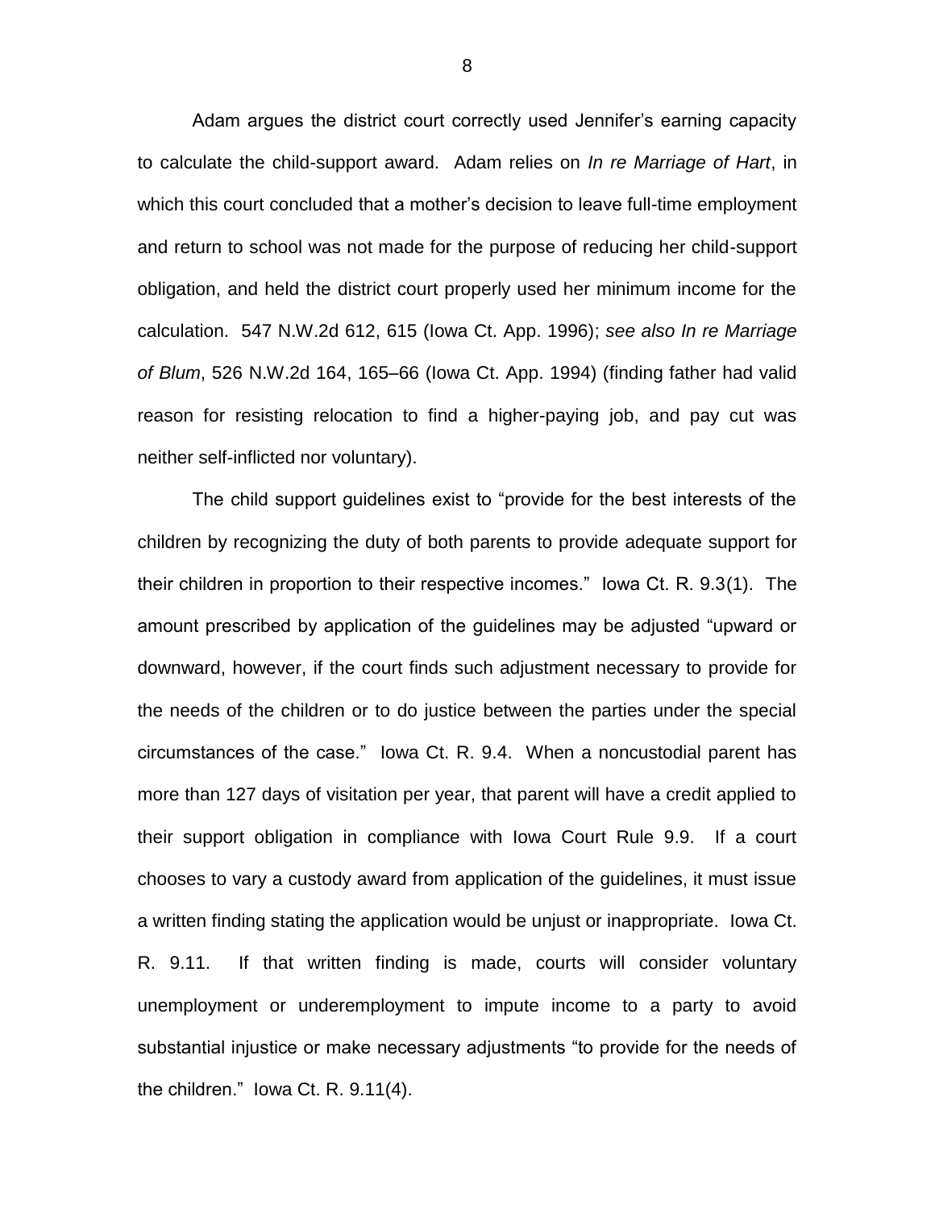Adam argues the district court correctly used Jennifer's earning capacity to calculate the child-support award. Adam relies on *In re Marriage of Hart*, in which this court concluded that a mother's decision to leave full-time employment and return to school was not made for the purpose of reducing her child-support obligation, and held the district court properly used her minimum income for the calculation. 547 N.W.2d 612, 615 (Iowa Ct. App. 1996); *see also In re Marriage of Blum*, 526 N.W.2d 164, 165–66 (Iowa Ct. App. 1994) (finding father had valid reason for resisting relocation to find a higher-paying job, and pay cut was neither self-inflicted nor voluntary).

The child support guidelines exist to "provide for the best interests of the children by recognizing the duty of both parents to provide adequate support for their children in proportion to their respective incomes." Iowa Ct. R. 9.3(1). The amount prescribed by application of the guidelines may be adjusted "upward or downward, however, if the court finds such adjustment necessary to provide for the needs of the children or to do justice between the parties under the special circumstances of the case." Iowa Ct. R. 9.4. When a noncustodial parent has more than 127 days of visitation per year, that parent will have a credit applied to their support obligation in compliance with Iowa Court Rule 9.9. If a court chooses to vary a custody award from application of the guidelines, it must issue a written finding stating the application would be unjust or inappropriate. Iowa Ct. R. 9.11. If that written finding is made, courts will consider voluntary unemployment or underemployment to impute income to a party to avoid substantial injustice or make necessary adjustments "to provide for the needs of the children." Iowa Ct. R. 9.11(4).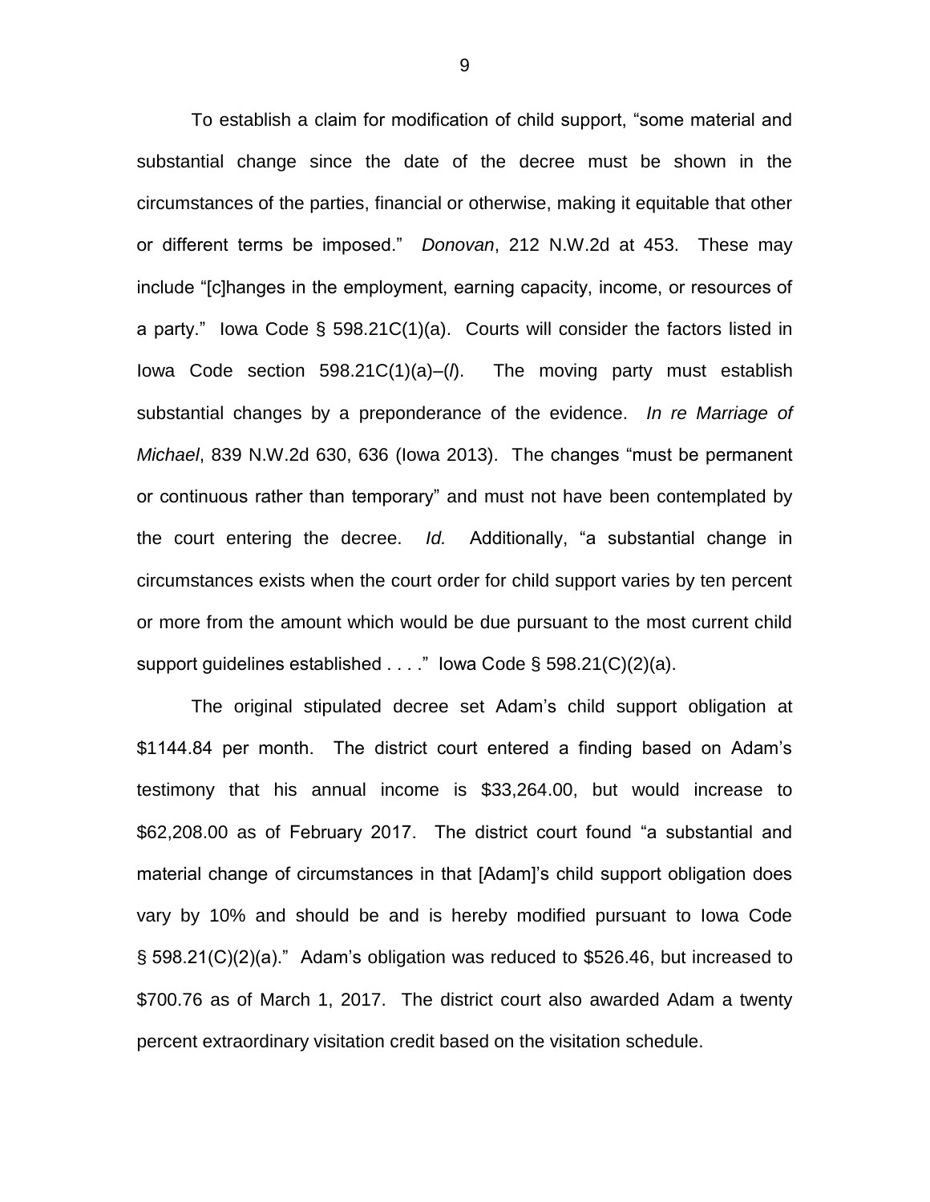To establish a claim for modification of child support, “some material and substantial change since the date of the decree must be shown in the circumstances of the parties, financial or otherwise, making it equitable that other or different terms be imposed.” *Donovan*, 212 N.W.2d at 453. These may include “[c]hanges in the employment, earning capacity, income, or resources of a party.” Iowa Code § 598.21C(1)(a). Courts will consider the factors listed in Iowa Code section 598.21C(1)(a)–(*l*). The moving party must establish substantial changes by a preponderance of the evidence. *In re Marriage of Michael*, 839 N.W.2d 630, 636 (Iowa 2013). The changes “must be permanent or continuous rather than temporary” and must not have been contemplated by the court entering the decree. *Id.* Additionally, “a substantial change in circumstances exists when the court order for child support varies by ten percent or more from the amount which would be due pursuant to the most current child support guidelines established . . . .” Iowa Code § 598.21(C)(2)(a).

The original stipulated decree set Adam’s child support obligation at $1144.84 per month. The district court entered a finding based on Adam’s testimony that his annual income is $33,264.00, but would increase to $62,208.00 as of February 2017. The district court found “a substantial and material change of circumstances in that [Adam]’s child support obligation does vary by 10% and should be and is hereby modified pursuant to Iowa Code § 598.21(C)(2)(a).” Adam’s obligation was reduced to $526.46, but increased to $700.76 as of March 1, 2017. The district court also awarded Adam a twenty percent extraordinary visitation credit based on the visitation schedule.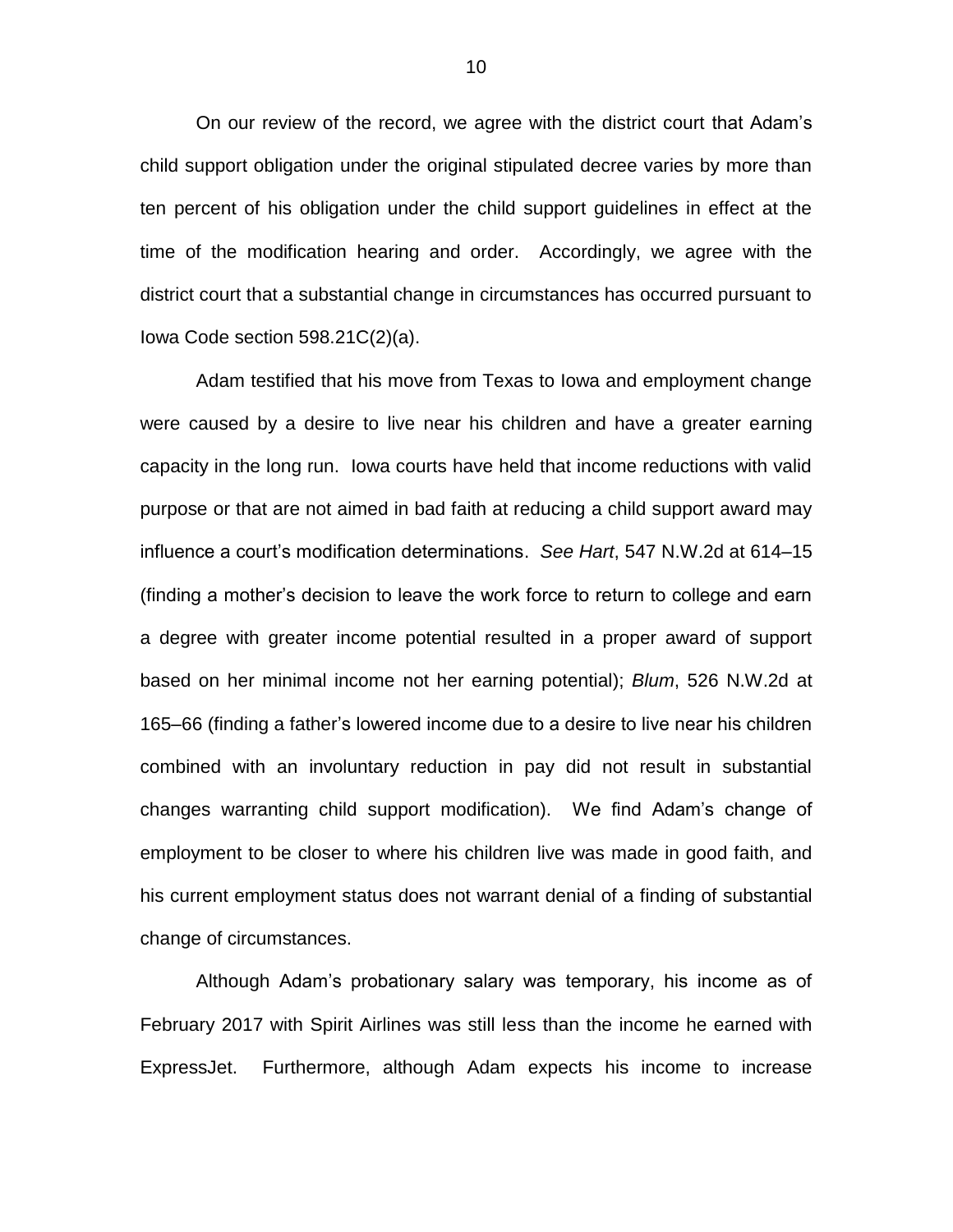On our review of the record, we agree with the district court that Adam's child support obligation under the original stipulated decree varies by more than ten percent of his obligation under the child support guidelines in effect at the time of the modification hearing and order. Accordingly, we agree with the district court that a substantial change in circumstances has occurred pursuant to Iowa Code section 598.21C(2)(a).

Adam testified that his move from Texas to Iowa and employment change were caused by a desire to live near his children and have a greater earning capacity in the long run. Iowa courts have held that income reductions with valid purpose or that are not aimed in bad faith at reducing a child support award may influence a court's modification determinations. *See Hart*, 547 N.W.2d at 614–15 (finding a mother's decision to leave the work force to return to college and earn a degree with greater income potential resulted in a proper award of support based on her minimal income not her earning potential); *Blum*, 526 N.W.2d at 165–66 (finding a father's lowered income due to a desire to live near his children combined with an involuntary reduction in pay did not result in substantial changes warranting child support modification). We find Adam's change of employment to be closer to where his children live was made in good faith, and his current employment status does not warrant denial of a finding of substantial change of circumstances.

Although Adam's probationary salary was temporary, his income as of February 2017 with Spirit Airlines was still less than the income he earned with ExpressJet. Furthermore, although Adam expects his income to increase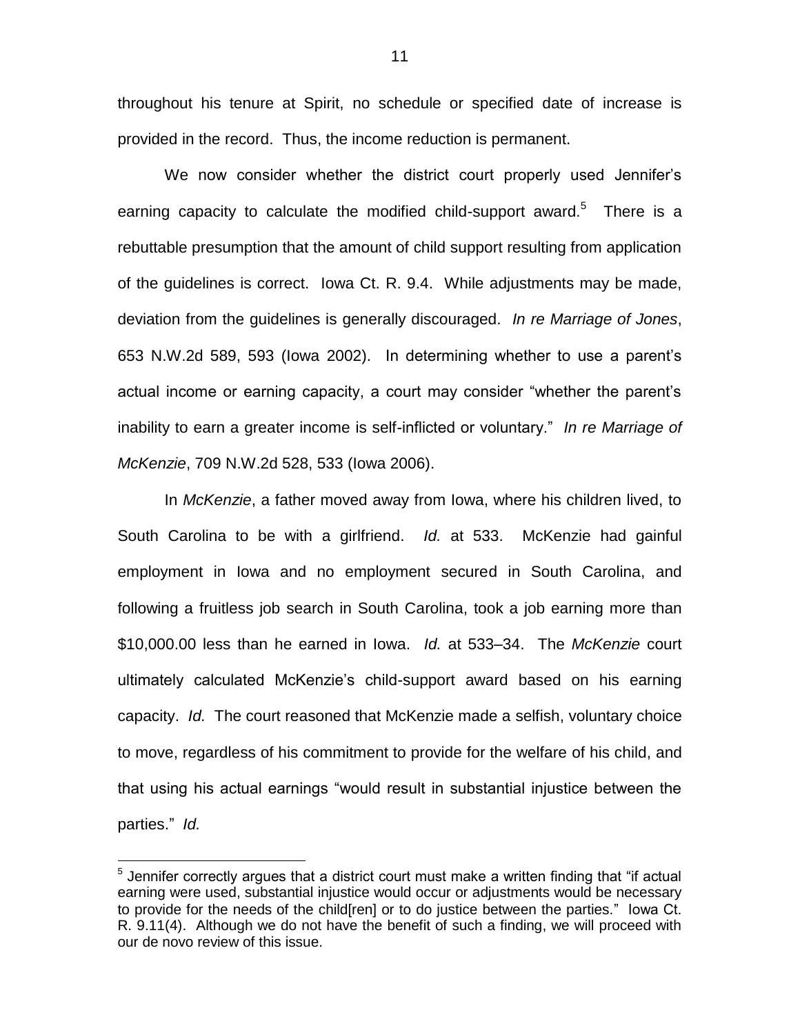throughout his tenure at Spirit, no schedule or specified date of increase is provided in the record. Thus, the income reduction is permanent.

We now consider whether the district court properly used Jennifer's earning capacity to calculate the modified child-support award.[5] There is a rebuttable presumption that the amount of child support resulting from application of the guidelines is correct. Iowa Ct. R. 9.4. While adjustments may be made, deviation from the guidelines is generally discouraged. *In re Marriage of Jones*, 653 N.W.2d 589, 593 (Iowa 2002). In determining whether to use a parent's actual income or earning capacity, a court may consider "whether the parent's inability to earn a greater income is self-inflicted or voluntary." *In re Marriage of McKenzie*, 709 N.W.2d 528, 533 (Iowa 2006).

In *McKenzie*, a father moved away from Iowa, where his children lived, to South Carolina to be with a girlfriend. *Id.* at 533. McKenzie had gainful employment in Iowa and no employment secured in South Carolina, and following a fruitless job search in South Carolina, took a job earning more than $10,000.00 less than he earned in Iowa. *Id.* at 533–34. The *McKenzie* court ultimately calculated McKenzie's child-support award based on his earning capacity. *Id.* The court reasoned that McKenzie made a selfish, voluntary choice to move, regardless of his commitment to provide for the welfare of his child, and that using his actual earnings "would result in substantial injustice between the parties." *Id.*

---

[5] Jennifer correctly argues that a district court must make a written finding that "if actual earning were used, substantial injustice would occur or adjustments would be necessary to provide for the needs of the child[ren] or to do justice between the parties." Iowa Ct. R. 9.11(4). Although we do not have the benefit of such a finding, we will proceed with our de novo review of this issue.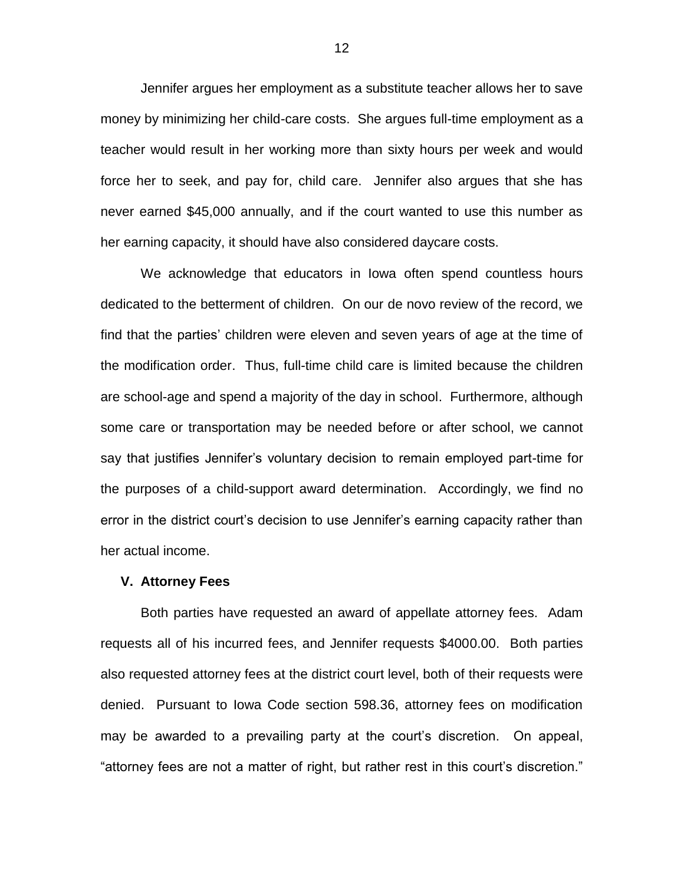Jennifer argues her employment as a substitute teacher allows her to save money by minimizing her child-care costs. She argues full-time employment as a teacher would result in her working more than sixty hours per week and would force her to seek, and pay for, child care. Jennifer also argues that she has never earned $45,000 annually, and if the court wanted to use this number as her earning capacity, it should have also considered daycare costs.

We acknowledge that educators in Iowa often spend countless hours dedicated to the betterment of children. On our de novo review of the record, we find that the parties' children were eleven and seven years of age at the time of the modification order. Thus, full-time child care is limited because the children are school-age and spend a majority of the day in school. Furthermore, although some care or transportation may be needed before or after school, we cannot say that justifies Jennifer's voluntary decision to remain employed part-time for the purposes of a child-support award determination. Accordingly, we find no error in the district court's decision to use Jennifer's earning capacity rather than her actual income.

### V. Attorney Fees

Both parties have requested an award of appellate attorney fees. Adam requests all of his incurred fees, and Jennifer requests $4000.00. Both parties also requested attorney fees at the district court level, both of their requests were denied. Pursuant to Iowa Code section 598.36, attorney fees on modification may be awarded to a prevailing party at the court's discretion. On appeal, "attorney fees are not a matter of right, but rather rest in this court's discretion."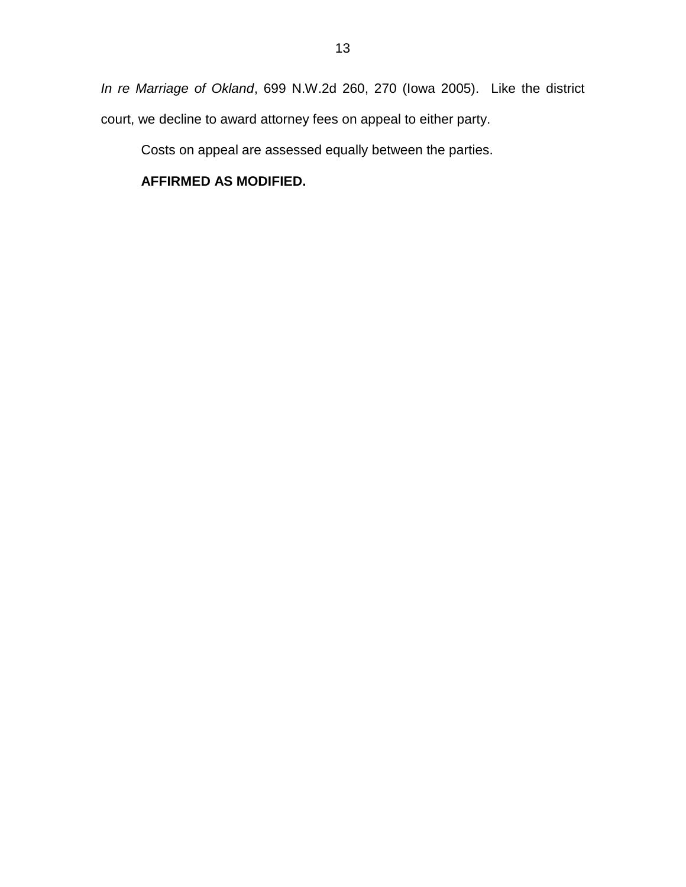*In re Marriage of Okland*, 699 N.W.2d 260, 270 (Iowa 2005). Like the district court, we decline to award attorney fees on appeal to either party.

Costs on appeal are assessed equally between the parties.

**AFFIRMED AS MODIFIED.**